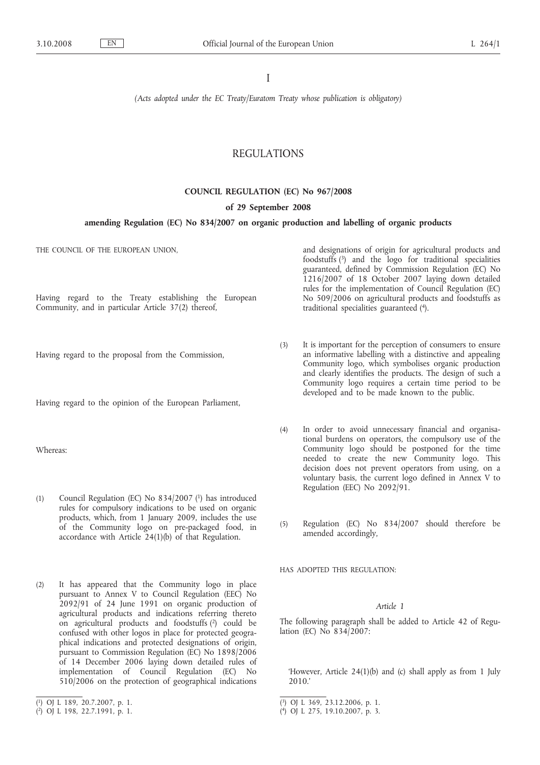I

*(Acts adopted under the EC Treaty/Euratom Treaty whose publication is obligatory)*

# REGULATIONS

## COUNCIL REGULATION (EC) No 967/2008

### of 29 September 2008

### amending Regulation (EC) No 834/2007 on organic production and labelling of organic products

THE COUNCIL OF THE EUROPEAN UNION,

Having regard to the Treaty establishing the European Community, and in particular Article 37(2) thereof,

Having regard to the proposal from the Commission,

Having regard to the opinion of the European Parliament,

Whereas:

(1) Council Regulation (EC) No 834/2007 [1] has introduced rules for compulsory indications to be used on organic products, which, from 1 January 2009, includes the use of the Community logo on pre-packaged food, in accordance with Article 24(1)(b) of that Regulation.

(2) It has appeared that the Community logo in place pursuant to Annex V to Council Regulation (EEC) No 2092/91 of 24 June 1991 on organic production of agricultural products and indications referring thereto on agricultural products and foodstuffs [2] could be confused with other logos in place for protected geographical indications and protected designations of origin, pursuant to Commission Regulation (EC) No 1898/2006 of 14 December 2006 laying down detailed rules of implementation of Council Regulation (EC) No 510/2006 on the protection of geographical indications and designations of origin for agricultural products and foodstuffs [3] and the logo for traditional specialities guaranteed, defined by Commission Regulation (EC) No 1216/2007 of 18 October 2007 laying down detailed rules for the implementation of Council Regulation (EC) No 509/2006 on agricultural products and foodstuffs as traditional specialities guaranteed [4].

(3) It is important for the perception of consumers to ensure an informative labelling with a distinctive and appealing Community logo, which symbolises organic production and clearly identifies the products. The design of such a Community logo requires a certain time period to be developed and to be made known to the public.

(4) In order to avoid unnecessary financial and organisational burdens on operators, the compulsory use of the Community logo should be postponed for the time needed to create the new Community logo. This decision does not prevent operators from using, on a voluntary basis, the current logo defined in Annex V to Regulation (EEC) No 2092/91.

(5) Regulation (EC) No 834/2007 should therefore be amended accordingly,

HAS ADOPTED THIS REGULATION:

*Article 1*

The following paragraph shall be added to Article 42 of Regulation (EC) No 834/2007:

'However, Article 24(1)(b) and (c) shall apply as from 1 July 2010.'

---

[1] OJ L 189, 20.7.2007, p. 1.

[2] OJ L 198, 22.7.1991, p. 1.

[3] OJ L 369, 23.12.2006, p. 1.

[4] OJ L 275, 19.10.2007, p. 3.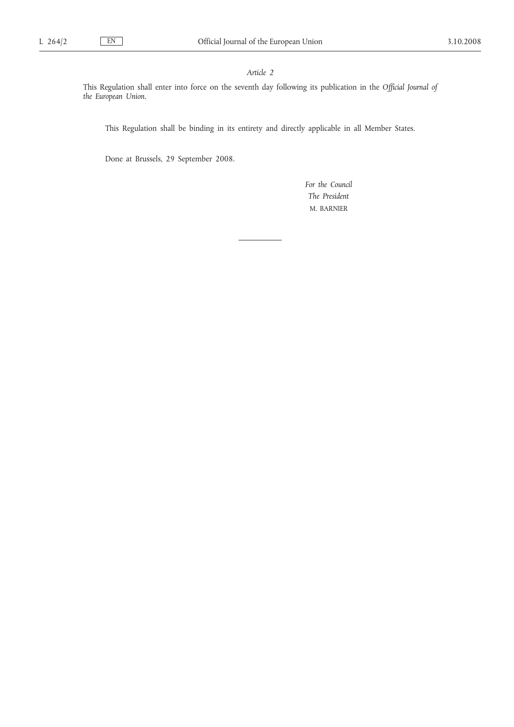*Article 2*

This Regulation shall enter into force on the seventh day following its publication in the *Official Journal of the European Union*.

This Regulation shall be binding in its entirety and directly applicable in all Member States.

Done at Brussels, 29 September 2008.

*For the Council*

*The President*

M. BARNIER